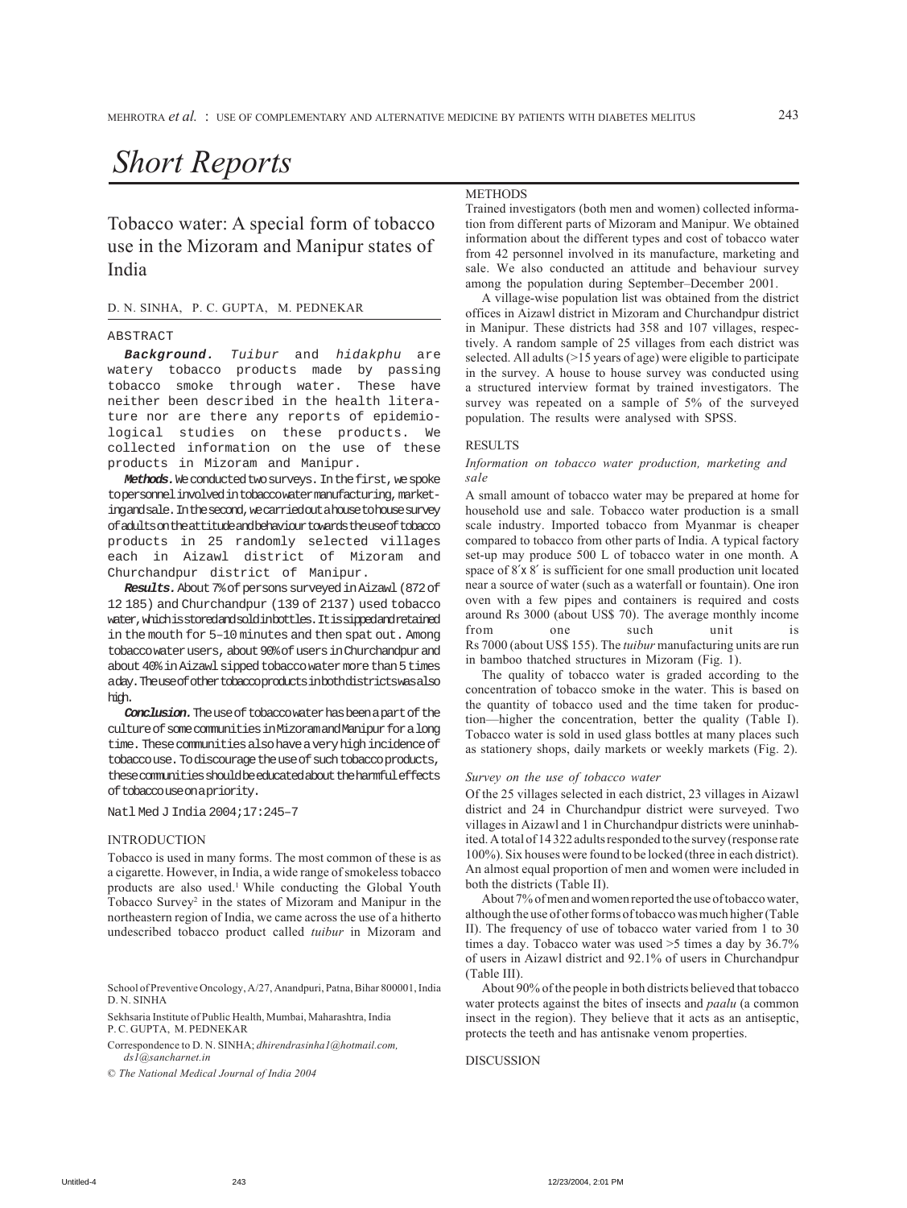# Short Reports

## Tobacco water: A special form of tobacco use in the Mizoram and Manipur states of India

D. N. SINHA, P. C. GUPTA, M. PEDNEKAR

### ABSTRACT

***Background.*** *Tuibur* and *hidakphu* are watery tobacco products made by passing tobacco smoke through water. These have neither been described in the health literature nor are there any reports of epidemiological studies on these products. We collected information on the use of these products in Mizoram and Manipur.

***Methods.*** We conducted two surveys. In the first, we spoke to personnel involved in tobacco water manufacturing, marketing and sale. In the second, we carried out a house to house survey of adults on the attitude and behaviour towards the use of tobacco products in 25 randomly selected villages each in Aizawl district of Mizoram and Churchandpur district of Manipur.

***Results.*** About 7% of persons surveyed in Aizawl (872 of 12 185) and Churchandpur (139 of 2137) used tobacco water, which is stored and sold in bottles. It is sipped and retained in the mouth for 5–10 minutes and then spat out. Among tobacco water users, about 90% of users in Churchandpur and about 40% in Aizawl sipped tobacco water more than 5 times a day. The use of other tobacco products in both districts was also high.

***Conclusion.*** The use of tobacco water has been a part of the culture of some communities in Mizoram and Manipur for a long time. These communities also have a very high incidence of tobacco use. To discourage the use of such tobacco products, these communities should be educated about the harmful effects of tobacco use on a priority.

Natl Med J India 2004;17:245–7

### INTRODUCTION

Tobacco is used in many forms. The most common of these is as a cigarette. However, in India, a wide range of smokeless tobacco products are also used.[1] While conducting the Global Youth Tobacco Survey[2] in the states of Mizoram and Manipur in the northeastern region of India, we came across the use of a hitherto undescribed tobacco product called *tuibur* in Mizoram and

School of Preventive Oncology, A/27, Anandpuri, Patna, Bihar 800001, India
D. N. SINHA

Sekhsaria Institute of Public Health, Mumbai, Maharashtra, India
P. C. GUPTA, M. PEDNEKAR

Correspondence to D. N. SINHA; *dhirendrasinha1@hotmail.com, ds1@sancharnet.in*

© *The National Medical Journal of India 2004*

### METHODS

Trained investigators (both men and women) collected information from different parts of Mizoram and Manipur. We obtained information about the different types and cost of tobacco water from 42 personnel involved in its manufacture, marketing and sale. We also conducted an attitude and behaviour survey among the population during September–December 2001.

A village-wise population list was obtained from the district offices in Aizawl district in Mizoram and Churchandpur district in Manipur. These districts had 358 and 107 villages, respectively. A random sample of 25 villages from each district was selected. All adults (>15 years of age) were eligible to participate in the survey. A house to house survey was conducted using a structured interview format by trained investigators. The survey was repeated on a sample of 5% of the surveyed population. The results were analysed with SPSS.

### RESULTS

#### *Information on tobacco water production, marketing and sale*

A small amount of tobacco water may be prepared at home for household use and sale. Tobacco water production is a small scale industry. Imported tobacco from Myanmar is cheaper compared to tobacco from other parts of India. A typical factory set-up may produce 500 L of tobacco water in one month. A space of 8′ x 8′ is sufficient for one small production unit located near a source of water (such as a waterfall or fountain). One iron oven with a few pipes and containers is required and costs around Rs 3000 (about US$ 70). The average monthly income from one such unit is Rs 7000 (about US$ 155). The *tuibur* manufacturing units are run in bamboo thatched structures in Mizoram (Fig. 1).

The quality of tobacco water is graded according to the concentration of tobacco smoke in the water. This is based on the quantity of tobacco used and the time taken for production—higher the concentration, better the quality (Table I). Tobacco water is sold in used glass bottles at many places such as stationery shops, daily markets or weekly markets (Fig. 2).

#### *Survey on the use of tobacco water*

Of the 25 villages selected in each district, 23 villages in Aizawl district and 24 in Churchandpur district were surveyed. Two villages in Aizawl and 1 in Churchandpur districts were uninhabited. A total of 14 322 adults responded to the survey (response rate 100%). Six houses were found to be locked (three in each district). An almost equal proportion of men and women were included in both the districts (Table II).

About 7% of men and women reported the use of tobacco water, although the use of other forms of tobacco was much higher (Table II). The frequency of use of tobacco water varied from 1 to 30 times a day. Tobacco water was used >5 times a day by 36.7% of users in Aizawl district and 92.1% of users in Churchandpur (Table III).

About 90% of the people in both districts believed that tobacco water protects against the bites of insects and *paalu* (a common insect in the region). They believe that it acts as an antiseptic, protects the teeth and has antisnake venom properties.

### DISCUSSION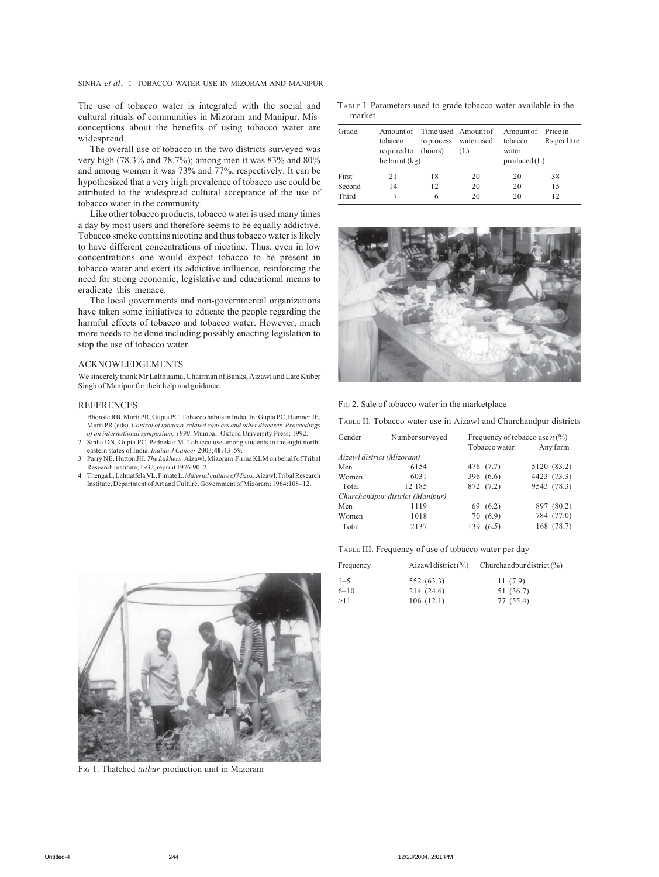The use of tobacco water is integrated with the social and cultural rituals of communities in Mizoram and Manipur. Misconceptions about the benefits of using tobacco water are widespread.

The overall use of tobacco in the two districts surveyed was very high (78.3% and 78.7%); among men it was 83% and 80% and among women it was 73% and 77%, respectively. It can be hypothesized that a very high prevalence of tobacco use could be attributed to the widespread cultural acceptance of the use of tobacco water in the community.

Like other tobacco products, tobacco water is used many times a day by most users and therefore seems to be equally addictive. Tobacco smoke contains nicotine and thus tobacco water is likely to have different concentrations of nicotine. Thus, even in low concentrations one would expect tobacco to be present in tobacco water and exert its addictive influence, reinforcing the need for strong economic, legislative and educational means to eradicate this menace.

The local governments and non-governmental organizations have taken some initiatives to educate the people regarding the harmful effects of tobacco and tobacco water. However, much more needs to be done including possibly enacting legislation to stop the use of tobacco water.

## ACKNOWLEDGEMENTS

We sincerely thank Mr Lalthuama, Chairman of Banks, Aizawl and Late Kuber Singh of Manipur for their help and guidance.

## REFERENCES

1. Bhonsle RB, Murti PR, Gupta PC. Tobacco habits in India. In: Gupta PC, Hamner JE, Murti PR (eds). *Control of tobacco-related cancers and other diseases. Proceedings of an international symposium, 1990.* Mumbai: Oxford University Press; 1992.
2. Sinha DN, Gupta PC, Pednekar M. Tobacco use among students in the eight north-eastern states of India. *Indian J Cancer* 2003;**40:**43–59.
3. Parry NE, Hutton JH. *The Lakhers*. Aizawl, Mizoram: Firma KLM on behalf of Tribal Research Institute; 1932, reprint 1976:90–2.
4. Thenga L, Lalmatfela VL, Fimate L. *Material culture of Mizos*. Aizawl: Tribal Research Institute, Department of Art and Culture, Government of Mizoram; 1964:108–12.

FIG 1. Thatched *tuibur* production unit in Mizoram

TABLE I. Parameters used to grade tobacco water available in the market

| Grade | Amount of tobacco required to be burnt (kg) | Time used to process (hours) | Amount of water used (L) | Amount of tobacco water produced (L) | Price in Rs per litre |
|---|---|---|---|---|---|
| First | 21 | 18 | 20 | 20 | 38 |
| Second | 14 | 12 | 20 | 20 | 15 |
| Third | 7 | 6 | 20 | 20 | 12 |

FIG 2. Sale of tobacco water in the marketplace

TABLE II. Tobacco water use in Aizawl and Churchandpur districts

| Gender | Number surveyed | Frequency of tobacco use *n* (%) | |
|---|---|---|---|
| | | Tobacco water | Any form |
| *Aizawl district (Mizoram)* | | | |
| Men | 6154 | 476 (7.7) | 5120 (83.2) |
| Women | 6031 | 396 (6.6) | 4423 (73.3) |
| Total | 12 185 | 872 (7.2) | 9543 (78.3) |
| *Churchandpur district (Manipur)* | | | |
| Men | 1119 | 69 (6.2) | 897 (80.2) |
| Women | 1018 | 70 (6.9) | 784 (77.0) |
| Total | 2137 | 139 (6.5) | 168 (78.7) |

TABLE III. Frequency of use of tobacco water per day

| Frequency | Aizawl district (%) | Churchandpur district (%) |
|---|---|---|
| 1–5 | 552 (63.3) | 11 (7.9) |
| 6–10 | 214 (24.6) | 51 (36.7) |
| >11 | 106 (12.1) | 77 (55.4) |